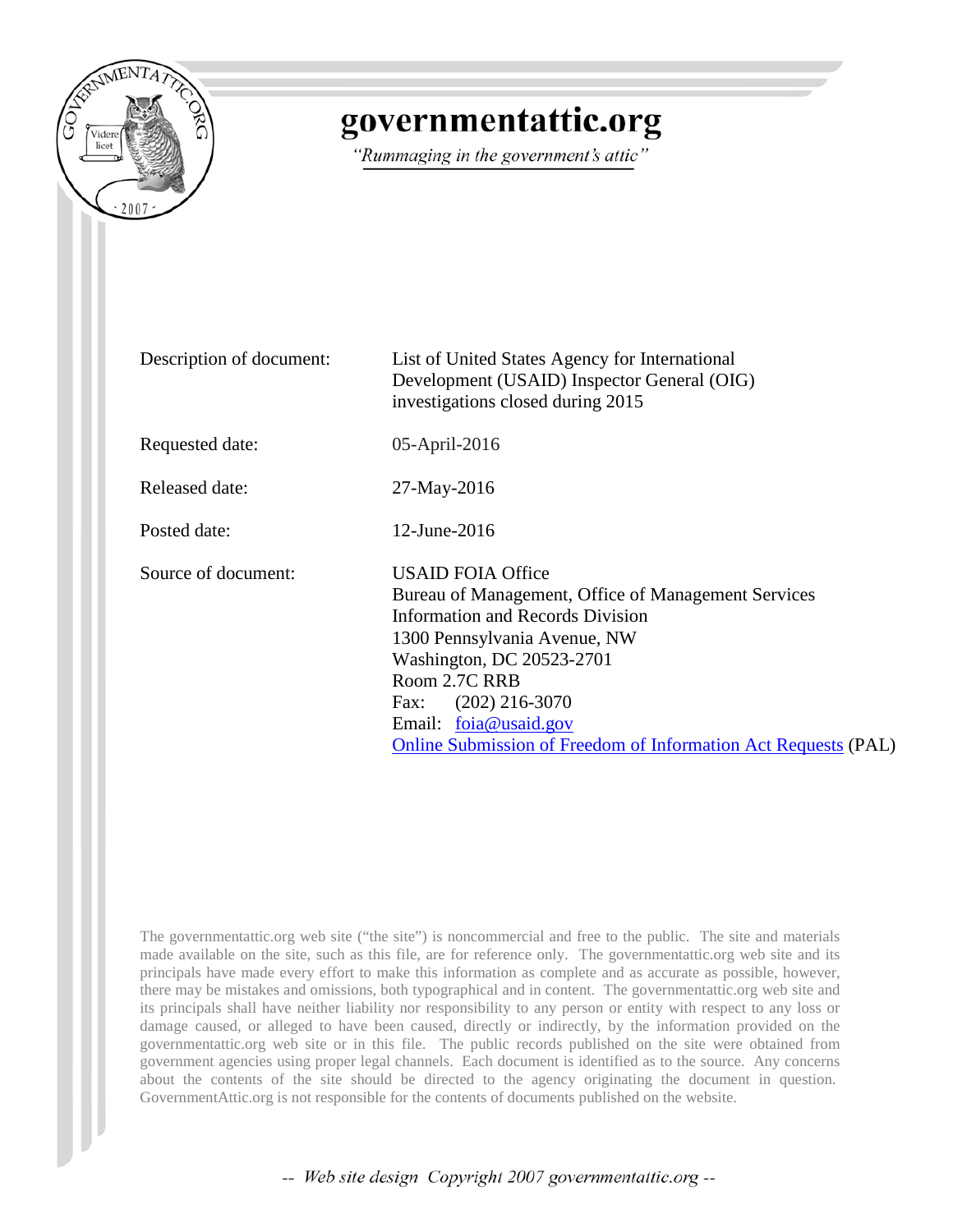# governmentattic.org

*"Rummaging in the government's attic"*

| | |
|---|---|
| Description of document: | List of United States Agency for International Development (USAID) Inspector General (OIG) investigations closed during 2015 |
| Requested date: | 05-April-2016 |
| Released date: | 27-May-2016 |
| Posted date: | 12-June-2016 |
| Source of document: | USAID FOIA Office<br>Bureau of Management, Office of Management Services<br>Information and Records Division<br>1300 Pennsylvania Avenue, NW<br>Washington, DC 20523-2701<br>Room 2.7C RRB<br>Fax: (202) 216-3070<br>Email: foia@usaid.gov<br>Online Submission of Freedom of Information Act Requests (PAL) |

The governmentattic.org web site ("the site") is noncommercial and free to the public. The site and materials made available on the site, such as this file, are for reference only. The governmentattic.org web site and its principals have made every effort to make this information as complete and as accurate as possible, however, there may be mistakes and omissions, both typographical and in content. The governmentattic.org web site and its principals shall have neither liability nor responsibility to any person or entity with respect to any loss or damage caused, or alleged to have been caused, directly or indirectly, by the information provided on the governmentattic.org web site or in this file. The public records published on the site were obtained from government agencies using proper legal channels. Each document is identified as to the source. Any concerns about the contents of the site should be directed to the agency originating the document in question. GovernmentAttic.org is not responsible for the contents of documents published on the website.

*-- Web site design Copyright 2007 governmentattic.org --*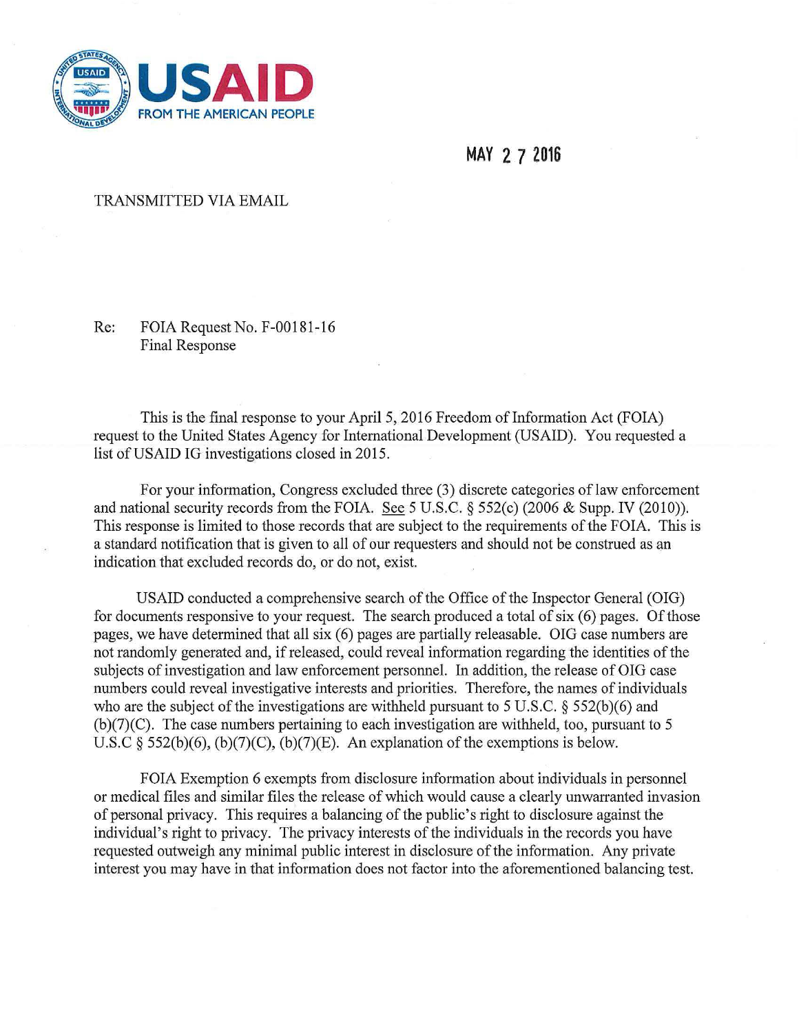**USAID**
FROM THE AMERICAN PEOPLE

MAY 27 2016

TRANSMITTED VIA EMAIL

Re: FOIA Request No. F-00181-16
Final Response

This is the final response to your April 5, 2016 Freedom of Information Act (FOIA) request to the United States Agency for International Development (USAID). You requested a list of USAID IG investigations closed in 2015.

For your information, Congress excluded three (3) discrete categories of law enforcement and national security records from the FOIA. See 5 U.S.C. § 552(c) (2006 & Supp. IV (2010)). This response is limited to those records that are subject to the requirements of the FOIA. This is a standard notification that is given to all of our requesters and should not be construed as an indication that excluded records do, or do not, exist.

USAID conducted a comprehensive search of the Office of the Inspector General (OIG) for documents responsive to your request. The search produced a total of six (6) pages. Of those pages, we have determined that all six (6) pages are partially releasable. OIG case numbers are not randomly generated and, if released, could reveal information regarding the identities of the subjects of investigation and law enforcement personnel. In addition, the release of OIG case numbers could reveal investigative interests and priorities. Therefore, the names of individuals who are the subject of the investigations are withheld pursuant to 5 U.S.C. § 552(b)(6) and (b)(7)(C). The case numbers pertaining to each investigation are withheld, too, pursuant to 5 U.S.C § 552(b)(6), (b)(7)(C), (b)(7)(E). An explanation of the exemptions is below.

FOIA Exemption 6 exempts from disclosure information about individuals in personnel or medical files and similar files the release of which would cause a clearly unwarranted invasion of personal privacy. This requires a balancing of the public's right to disclosure against the individual's right to privacy. The privacy interests of the individuals in the records you have requested outweigh any minimal public interest in disclosure of the information. Any private interest you may have in that information does not factor into the aforementioned balancing test.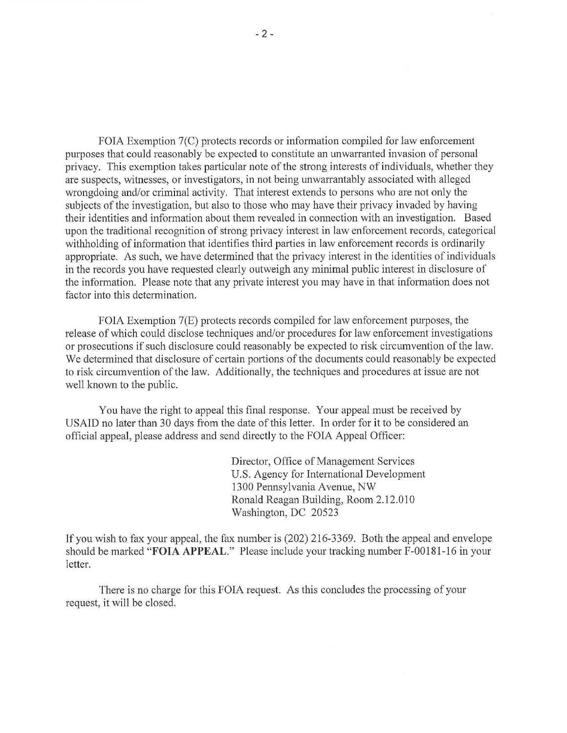FOIA Exemption 7(C) protects records or information compiled for law enforcement purposes that could reasonably be expected to constitute an unwarranted invasion of personal privacy. This exemption takes particular note of the strong interests of individuals, whether they are suspects, witnesses, or investigators, in not being unwarrantably associated with alleged wrongdoing and/or criminal activity. That interest extends to persons who are not only the subjects of the investigation, but also to those who may have their privacy invaded by having their identities and information about them revealed in connection with an investigation. Based upon the traditional recognition of strong privacy interest in law enforcement records, categorical withholding of information that identifies third parties in law enforcement records is ordinarily appropriate. As such, we have determined that the privacy interest in the identities of individuals in the records you have requested clearly outweigh any minimal public interest in disclosure of the information. Please note that any private interest you may have in that information does not factor into this determination.

FOIA Exemption 7(E) protects records compiled for law enforcement purposes, the release of which could disclose techniques and/or procedures for law enforcement investigations or prosecutions if such disclosure could reasonably be expected to risk circumvention of the law. We determined that disclosure of certain portions of the documents could reasonably be expected to risk circumvention of the law. Additionally, the techniques and procedures at issue are not well known to the public.

You have the right to appeal this final response. Your appeal must be received by USAID no later than 30 days from the date of this letter. In order for it to be considered an official appeal, please address and send directly to the FOIA Appeal Officer:

Director, Office of Management Services  
U.S. Agency for International Development  
1300 Pennsylvania Avenue, NW  
Ronald Reagan Building, Room 2.12.010  
Washington, DC 20523

If you wish to fax your appeal, the fax number is (202) 216-3369. Both the appeal and envelope should be marked "**FOIA APPEAL.**" Please include your tracking number F-00181-16 in your letter.

There is no charge for this FOIA request. As this concludes the processing of your request, it will be closed.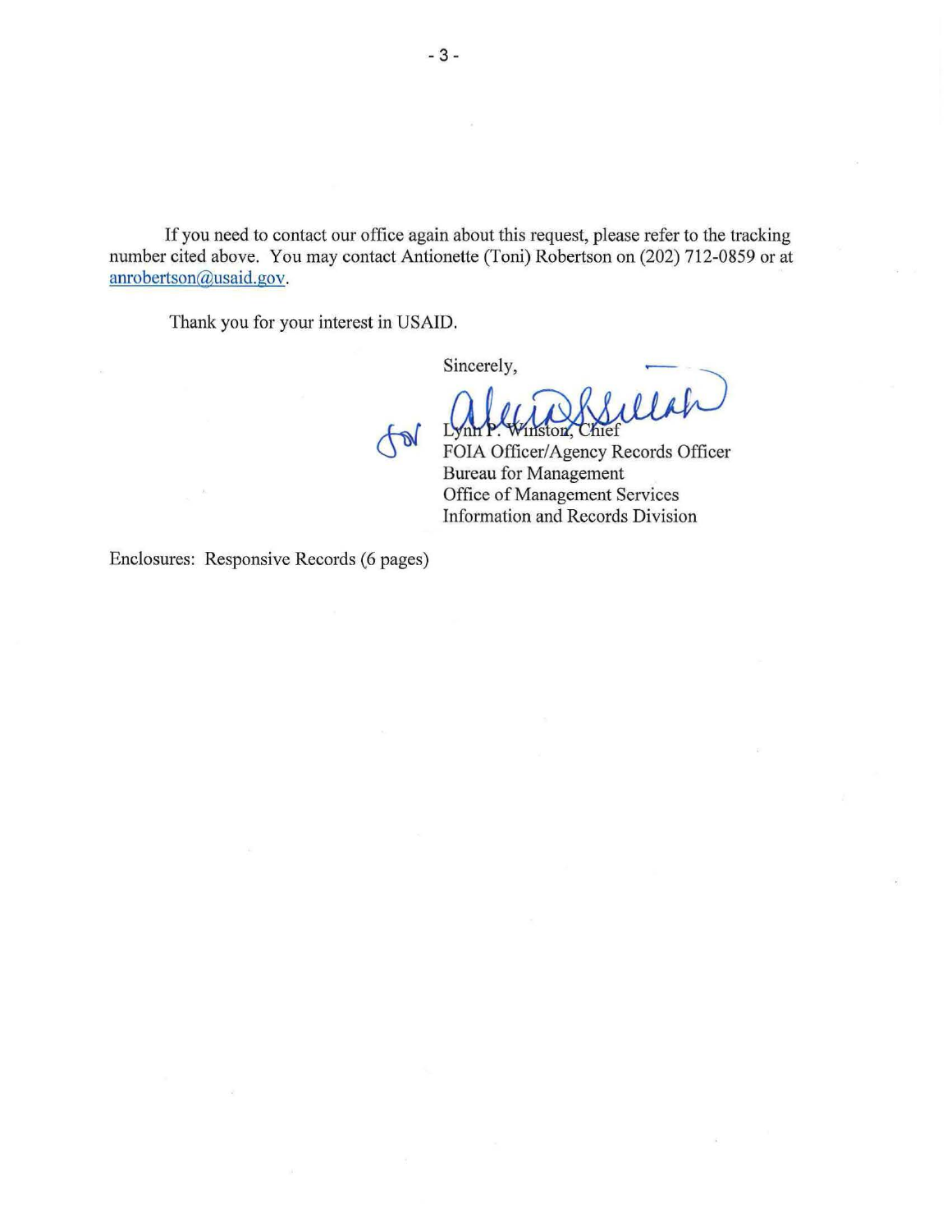If you need to contact our office again about this request, please refer to the tracking number cited above. You may contact Antionette (Toni) Robertson on (202) 712-0859 or at anrobertson@usaid.gov.

Thank you for your interest in USAID.

Sincerely,

for Lynn P. Winston, Chief
FOIA Officer/Agency Records Officer
Bureau for Management
Office of Management Services
Information and Records Division

Enclosures: Responsive Records (6 pages)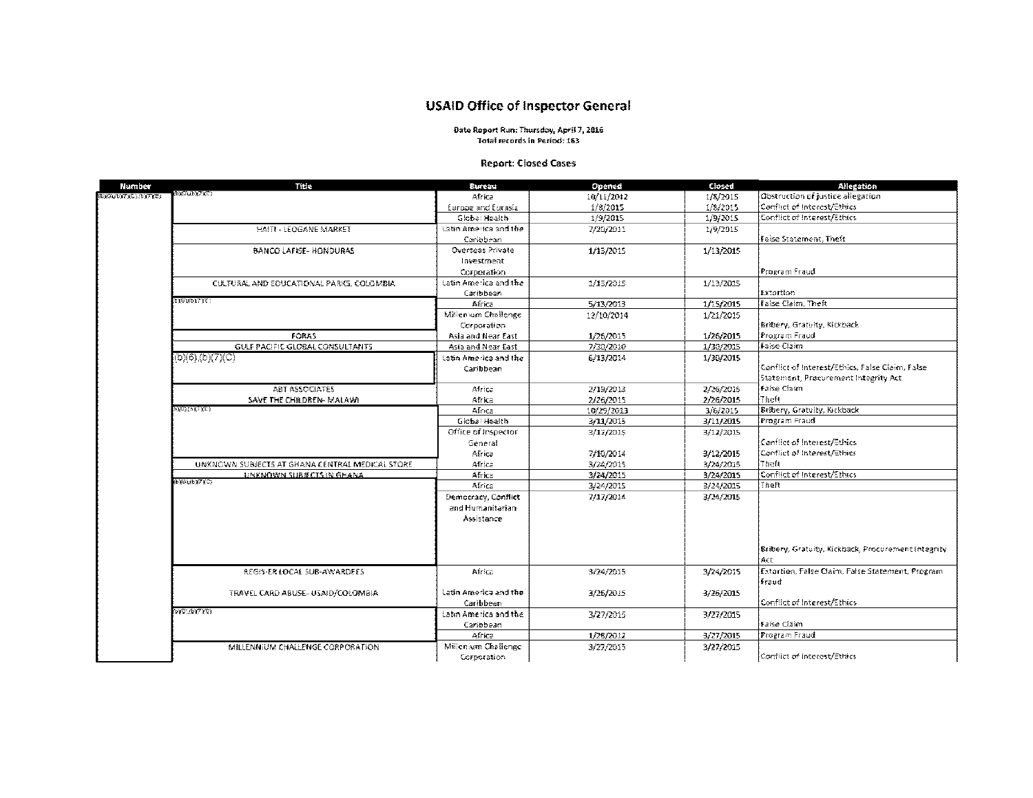# USAID Office of Inspector General

**Date Report Run: Thursday, April 7, 2016**
**Total records in Period: 163**

### Report: Closed Cases

| Number | Title | Bureau | Opened | Closed | Allegation |
|---|---|---|---|---|---|
| (b)(6),(b)(7)(C),(b)(7)(E) | (b)(6),(b)(7)(C) | Africa | 10/11/2012 | 1/8/2015 | Obstruction of justice allegation |
| | | Europe and Eurasia | 1/8/2015 | 1/8/2015 | Conflict of Interest/Ethics |
| | | Global Health | 1/9/2015 | 1/9/2015 | Conflict of Interest/Ethics |
| | HAITI - LEOGANE MARKET | Latin America and the Caribbean | 2/20/2011 | 1/9/2015 | False Statement, Theft |
| | BANCO LAFISE- HONDURAS | Overseas Private Investment Corporation | 1/13/2015 | 1/13/2015 | Program Fraud |
| | CULTURAL AND EDUCATIONAL PARKS, COLOMBIA | Latin America and the Caribbean | 1/13/2015 | 1/13/2015 | Extortion |
| | (b)(6),(b)(7)(C) | Africa | 5/13/2013 | 1/15/2015 | False Claim, Theft |
| | | Millennium Challenge Corporation | 12/10/2014 | 1/21/2015 | Bribery, Gratuity, Kickback |
| | FORAS | Asia and Near East | 1/26/2015 | 1/26/2015 | Program Fraud |
| | GULF PACIFIC GLOBAL CONSULTANTS | Asia and Near East | 7/30/2010 | 1/30/2015 | False Claim |
| | (b)(6),(b)(7)(C) | Latin America and the Caribbean | 6/13/2014 | 1/30/2015 | Conflict of Interest/Ethics, False Claim, False Statement, Procurement Integrity Act |
| | ABT ASSOCIATES | Africa | 2/19/2013 | 2/26/2015 | False Claim |
| | SAVE THE CHILDREN- MALAWI | Africa | 2/26/2015 | 2/26/2015 | Theft |
| | (b)(6),(b)(7)(C) | Africa | 10/29/2013 | 3/6/2015 | Bribery, Gratuity, Kickback |
| | | Global Health | 3/11/2015 | 3/11/2015 | Program Fraud |
| | | Office of Inspector General | 3/12/2015 | 3/12/2015 | Conflict of Interest/Ethics |
| | | Africa | 7/10/2014 | 3/12/2015 | Conflict of Interest/Ethics |
| | UNKNOWN SUBJECTS AT GHANA CENTRAL MEDICAL STORE | Africa | 3/24/2015 | 3/24/2015 | Theft |
| | UNKNOWN SUBJECTS IN GHANA | Africa | 3/24/2015 | 3/24/2015 | Conflict of Interest/Ethics |
| | (b)(6),(b)(7)(C) | Africa | 3/24/2015 | 3/24/2015 | Theft |
| | | Democracy, Conflict and Humanitarian Assistance | 7/17/2014 | 3/24/2015 | Bribery, Gratuity, Kickback, Procurement Integrity Act |
| | REGIS-ER LOCAL SUB-AWARDEES | Africa | 3/24/2015 | 3/24/2015 | Extortion, False Claim, False Statement, Program Fraud |
| | TRAVEL CARD ABUSE- USAID/COLOMBIA | Latin America and the Caribbean | 3/26/2015 | 3/26/2015 | Conflict of Interest/Ethics |
| | (b)(6),(b)(7)(C) | Latin America and the Caribbean | 3/27/2015 | 3/27/2015 | False Claim |
| | | Africa | 1/28/2012 | 3/27/2015 | Program Fraud |
| | MILLENNIUM CHALLENGE CORPORATION | Millennium Challenge Corporation | 3/27/2015 | 3/27/2015 | Conflict of Interest/Ethics |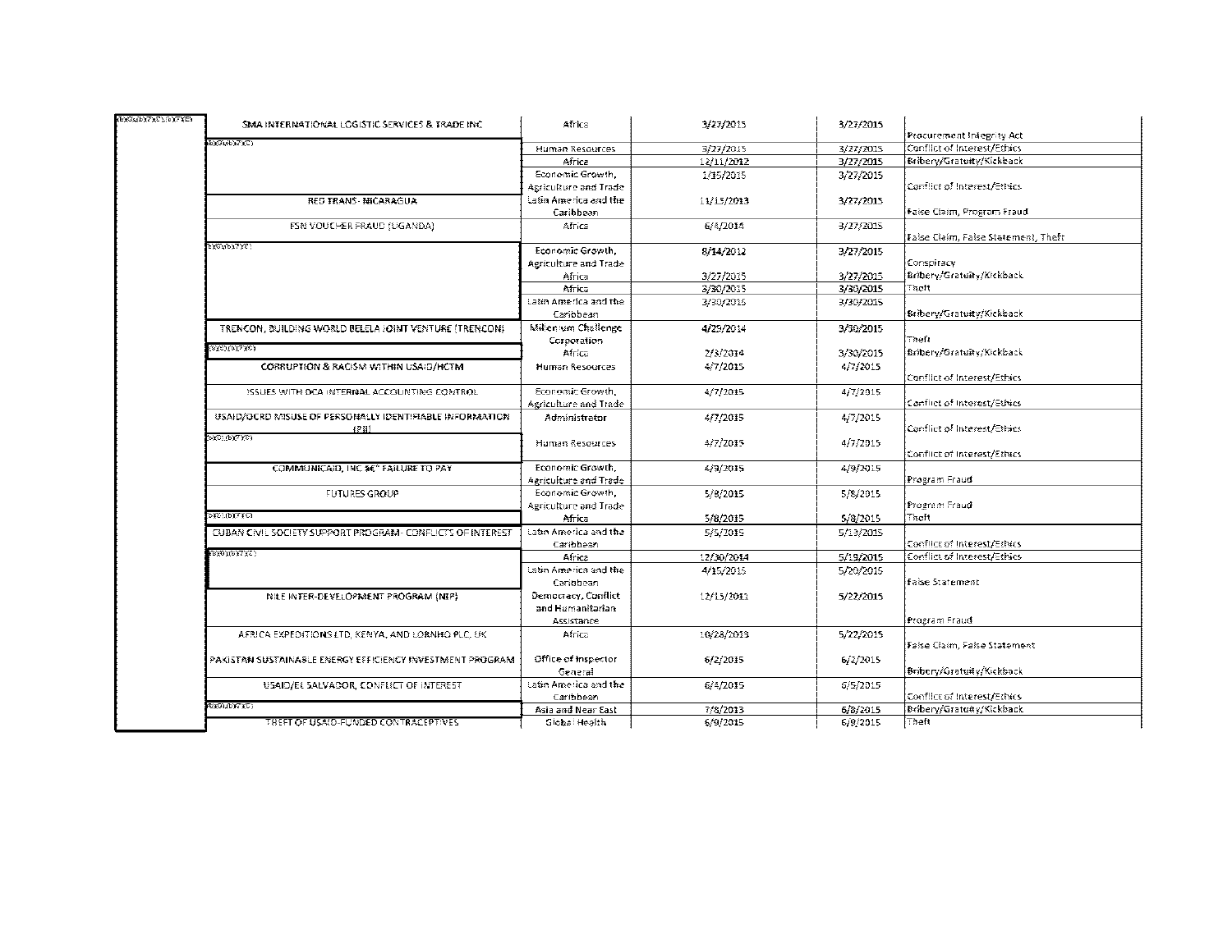| | | | | | |
|---|---|---|---|---|---|
| (b)(6),(b)(7)(C),(b)(7)(E) | SMA INTERNATIONAL LOGISTIC SERVICES & TRADE INC | Africa | 3/27/2015 | 3/27/2015 | Procurement Integrity Act |
| | (b)(6),(b)(7)(C) | Human Resources | 3/27/2015 | 3/27/2015 | Conflict of Interest/Ethics |
| | | Africa | 12/11/2012 | 3/27/2015 | Bribery/Gratuity/Kickback |
| | | Economic Growth, Agriculture and Trade | 1/15/2015 | 3/27/2015 | Conflict of Interest/Ethics |
| | RED TRANS - NICARAGUA | Latin America and the Caribbean | 11/15/2013 | 3/27/2015 | False Claim, Program Fraud |
| | FSN VOUCHER FRAUD (UGANDA) | Africa | 6/4/2014 | 3/27/2015 | False Claim, False Statement, Theft |
| | (b)(6),(b)(7)(C) | Economic Growth, Agriculture and Trade | 8/14/2012 | 3/27/2015 | Conspiracy |
| | | Africa | 3/27/2015 | 3/27/2015 | Bribery/Gratuity/Kickback |
| | | Africa | 3/30/2015 | 3/30/2015 | Theft |
| | | Latin America and the Caribbean | 3/30/2015 | 3/30/2015 | Bribery/Gratuity/Kickback |
| | TRENCON, BUILDING WORLD BELELA JOINT VENTURE (TRENCON) | Millennium Challenge Corporation | 4/29/2014 | 3/30/2015 | Theft |
| | (b)(6),(b)(7)(C) | Africa | 2/3/2014 | 3/30/2015 | Bribery/Gratuity/Kickback |
| | CORRUPTION & RACISM WITHIN USAID/HCTM | Human Resources | 4/7/2015 | 4/7/2015 | Conflict of Interest/Ethics |
| | ISSUES WITH DCA INTERNAL ACCOUNTING CONTROL | Economic Growth, Agriculture and Trade | 4/7/2015 | 4/7/2015 | Conflict of Interest/Ethics |
| | USAID/OCRD MISUSE OF PERSONALLY IDENTIFIABLE INFORMATION (PII) | Administrator | 4/7/2015 | 4/7/2015 | Conflict of Interest/Ethics |
| | (b)(6),(b)(7)(C) | Human Resources | 4/7/2015 | 4/7/2015 | Conflict of Interest/Ethics |
| | COMMUNICAID, INC â€" FAILURE TO PAY | Economic Growth, Agriculture and Trade | 4/9/2015 | 4/9/2015 | Program Fraud |
| | FUTURES GROUP | Economic Growth, Agriculture and Trade | 5/8/2015 | 5/8/2015 | Program Fraud |
| | (b)(6),(b)(7)(C) | Africa | 5/8/2015 | 5/8/2015 | Theft |
| | CUBAN CIVIL SOCIETY SUPPORT PROGRAM- CONFLICTS OF INTEREST | Latin America and the Caribbean | 5/5/2015 | 5/13/2015 | Conflict of Interest/Ethics |
| | (b)(6),(b)(7)(C) | Africa | 12/30/2014 | 5/19/2015 | Conflict of Interest/Ethics |
| | | Latin America and the Caribbean | 4/15/2015 | 5/20/2015 | False Statement |
| | NILE INTER-DEVELOPMENT PROGRAM (NIP) | Democracy, Conflict and Humanitarian Assistance | 12/15/2011 | 5/22/2015 | Program Fraud |
| | AFRICA EXPEDITIONS LTD, KENYA, AND LORNHO PLC, UK | Africa | 10/28/2013 | 5/22/2015 | False Claim, False Statement |
| | PAKISTAN SUSTAINABLE ENERGY EFFICIENCY INVESTMENT PROGRAM | Office of Inspector General | 6/2/2015 | 6/2/2015 | Bribery/Gratuity/Kickback |
| | USAID/EL SALVADOR, CONFLICT OF INTEREST | Latin America and the Caribbean | 6/4/2015 | 6/5/2015 | Conflict of Interest/Ethics |
| | (b)(6),(b)(7)(C) | Asia and Near East | 7/8/2013 | 6/8/2015 | Bribery/Gratuity/Kickback |
| | THEFT OF USAID-FUNDED CONTRACEPTIVES | Global Health | 6/9/2015 | 6/9/2015 | Theft |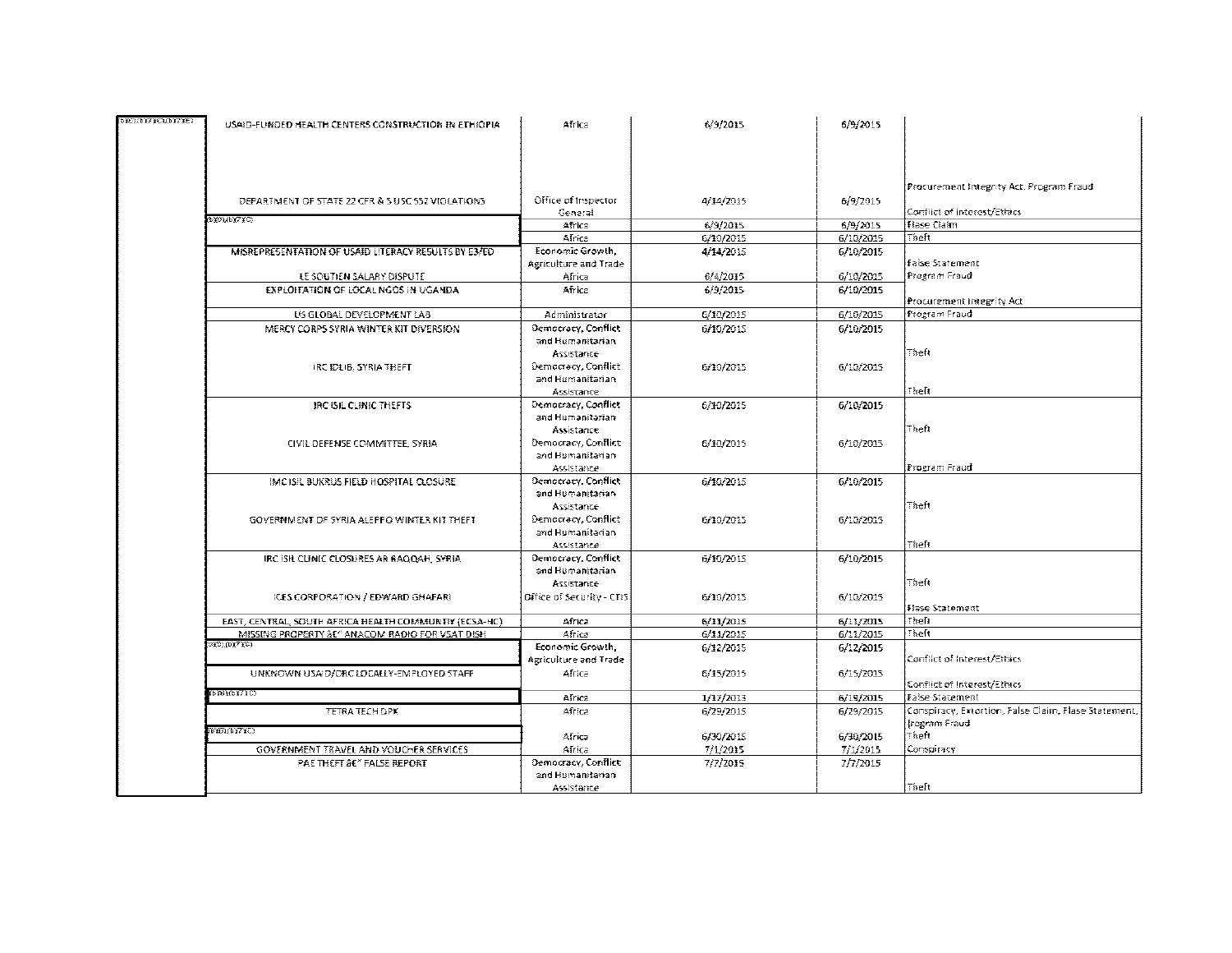| | | | | | |
|---|---|---|---|---|---|
| (b)(7)(A),(b)(7)(C) | USAID-FUNDED HEALTH CENTERS CONSTRUCTION IN ETHIOPIA | Africa | 6/3/2015 | 6/9/2015 | Procurement Integrity Act, Program Fraud |
| | DEPARTMENT OF STATE 22 CFR & 5 USC 552 VIOLATIONS | Office of Inspector General | 4/14/2015 | 6/9/2015 | Conflict of Interest/Ethics |
| | (b)(6),(b)(7)(C) | Africa | 6/9/2015 | 6/9/2015 | Flase Claim |
| | | Africa | 6/10/2015 | 6/10/2015 | Theft |
| | MISREPRESENTATION OF USAID LITERACY RESULTS BY E3/ED | Economic Growth, Agriculture and Trade | 4/14/2015 | 6/10/2015 | False Statement |
| | LE SOUTIEN SALARY DISPUTE | Africa | 6/4/2015 | 6/10/2015 | Program Fraud |
| | EXPLOITATION OF LOCAL NGOS IN UGANDA | Africa | 6/9/2015 | 6/10/2015 | Procurement Integrity Act |
| | US GLOBAL DEVELOPMENT LAB | Administrator | 6/10/2015 | 6/10/2015 | Program Fraud |
| | MERCY CORPS SYRIA WINTER KIT DIVERSION | Democracy, Conflict and Humanitarian Assistance | 6/10/2015 | 6/10/2015 | Theft |
| | IRC IDLIB, SYRIA THEFT | Democracy, Conflict and Humanitarian Assistance | 6/10/2015 | 6/10/2015 | Theft |
| | IRC ISIL CLINIC THEFTS | Democracy, Conflict and Humanitarian Assistance | 6/10/2015 | 6/10/2015 | Theft |
| | CIVIL DEFENSE COMMITTEE, SYRIA | Democracy, Conflict and Humanitarian Assistance | 6/10/2015 | 6/10/2015 | Program Fraud |
| | IMC ISIL BUKRUS FIELD HOSPITAL CLOSURE | Democracy, Conflict and Humanitarian Assistance | 6/10/2015 | 6/10/2015 | Theft |
| | GOVERNMENT OF SYRIA ALEPPO WINTER KIT THEFT | Democracy, Conflict and Humanitarian Assistance | 6/10/2015 | 6/10/2015 | Theft |
| | IRC ISIL CLINIC CLOSURES AR RAQQAH, SYRIA | Democracy, Conflict and Humanitarian Assistance | 6/10/2015 | 6/10/2015 | Theft |
| | ICES CORPORATION / EDWARD GHAFARI | Office of Security - CTIS | 6/10/2015 | 6/10/2015 | False Statement |
| | EAST, CENTRAL, SOUTH AFRICA HEALTH COMMUNITY (ECSA-HC) | Africa | 6/11/2015 | 6/11/2015 | Theft |
| | MISSING PROPERTY â€" ANACOM RADIO FOR VSAT DISH | Africa | 6/11/2015 | 6/11/2015 | Theft |
| | (b)(6),(b)(7)(C) | Economic Growth, Agriculture and Trade | 6/12/2015 | 6/12/2015 | Conflict of Interest/Ethics |
| | UNKNOWN USAID/DRC LOCALLY-EMPLOYED STAFF | Africa | 6/15/2015 | 6/15/2015 | Conflict of Interest/Ethics |
| | (b)(6),(b)(7)(C) | Africa | 1/17/2013 | 6/19/2015 | False Statement |
| | TETRA TECH DPK | Africa | 6/29/2015 | 6/29/2015 | Conspiracy, Extortion, False Claim, Flase Statement, Program Fraud |
| | (b)(6),(b)(7)(C) | Africa | 6/30/2015 | 6/30/2015 | Theft |
| | GOVERNMENT TRAVEL AND VOUCHER SERVICES | Africa | 7/1/2015 | 7/1/2015 | Conspiracy |
| | PAE THEFT â€" FALSE REPORT | Democracy, Conflict and Humanitarian Assistance | 7/7/2015 | 7/7/2015 | Theft |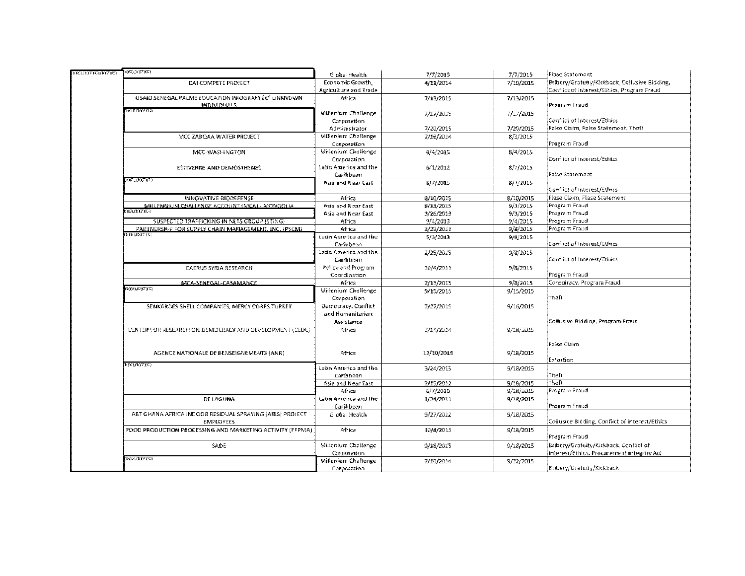| | | | | | |
|---|---|---|---|---|---|
| (b)(7)(C),(b)(7)(C) | (b)(7)(C),(b)(7)(C) | Global Health | 7/7/2015 | 7/7/2015 | Flase Statement |
| | DAI COMPETE PROJECT | Economic Growth, Agriculture and Trade | 4/11/2014 | 7/10/2015 | Bribery/Gratuity/Kickback, Collusive Bidding, Conflict of Interest/Ethics, Program Fraud |
| | USAID SENEGAL PALME EDUCATION PROGRAM â€" UNKNOWN INDIVIDUALS | Africa | 7/13/2015 | 7/13/2015 | Program Fraud |
| | (b)(6),(b)(7)(C) | Millennium Challenge Corporation | 7/17/2015 | 7/17/2015 | Conflict of Interest/Ethics |
| | | Administrator | 7/20/2015 | 7/20/2015 | False Claim, False Statement, Theft |
| | MCC ZARQAA WATER PROJECT | Millennium Challenge Corporation | 7/18/2014 | 8/3/2015 | Program Fraud |
| | MCC-WASHINGTON | Millennium Challenge Corporation | 8/4/2015 | 8/4/2015 | Conflict of Interest/Ethics |
| | ESTIVERNE AND DEMOSTHENES | Latin America and the Caribbean | 6/1/2012 | 8/7/2015 | False Statement |
| | (b)(6),(b)(7)(C) | Asia and Near East | 8/7/2015 | 8/7/2015 | Conflict of Interest/Ethics |
| | INNOVATIVE BIODEFENSE | Africa | 8/10/2015 | 8/10/2015 | Flase Claim, Flase Statement |
| | MILLENNIUM CHALLENGE ACCOUNT (MCA) - MONGOLIA | Asia and Near East | 8/13/2015 | 9/3/2015 | Program Fraud |
| | (b)(6),(b)(7)(C) | Asia and Near East | 3/26/2013 | 9/3/2015 | Program Fraud |
| | SUSPECTED TRAFFICKING IN NETS GROUP (STING) | Africa | 9/4/2013 | 9/4/2015 | Program Fraud |
| | PARTNERSHIP FOR SUPPLY CHAIN MANAGEMENT, INC. (PSCM) | Africa | 3/29/2013 | 9/8/2015 | Program Fraud |
| | (b)(6),(b)(7)(C) | Latin America and the Caribbean | 5/3/2013 | 9/8/2015 | Conflict of Interest/Ethics |
| | | Latin America and the Caribbean | 2/25/2015 | 9/8/2015 | Conflict of Interest/Ethics |
| | CAERUS SYRIA RESEARCH | Policy and Program Coordination | 10/4/2013 | 9/8/2015 | Program Fraud |
| | MCA-SENEGAL-CASAMANCE | Africa | 7/13/2015 | 9/8/2015 | Conspiracy, Program Fraud |
| | (b)(6),(b)(7)(C) | Millennium Challenge Corporation | 9/15/2015 | 9/15/2015 | Theft |
| | SENKARDES SHELL COMPANIES, MERCY CORPS TURKEY | Democracy, Conflict and Humanitarian Assistance | 7/27/2015 | 9/16/2015 | Collusive Bidding, Program Fraud |
| | CENTER FOR RESEARCH ON DEMOCRACY AND DEVELOPMENT (CEDE) | Africa | 7/14/2014 | 9/18/2015 | False Claim |
| | AGENCE NATIONALE DE RENSEIGNEMENTS (ANR) | Africa | 12/10/2014 | 9/18/2015 | Extortion |
| | (b)(6),(b)(7)(C) | Latin America and the Caribbean | 3/24/2015 | 9/18/2015 | Theft |
| | | Asia and Near East | 2/15/2012 | 9/18/2015 | Theft |
| | | Africa | 6/7/2010 | 9/18/2015 | Program Fraud |
| | DE LAGUNA | Latin America and the Caribbean | 1/24/2011 | 9/18/2015 | Program Fraud |
| | ABT GHANA AFRICA INDOOR RESIDUAL SPRAYING (AIRS) PROJECT EMPLOYEES | Global Health | 9/27/2012 | 9/18/2015 | Collusive Bidding, Conflict of Interest/Ethics |
| | FOOD PRODUCTION PROCESSING AND MARKETING ACTIVITY (FPPMA) | Africa | 10/4/2013 | 9/18/2015 | Program Fraud |
| | SADE | Millennium Challenge Corporation | 9/18/2015 | 9/18/2015 | Bribery/Gratuity/Kickback, Conflict of Interest/Ethics, Procurement Integrity Act |
| | (b)(6),(b)(7)(C) | Millennium Challenge Corporation | 7/10/2014 | 9/22/2015 | Bribery/Gratuity/Kickback |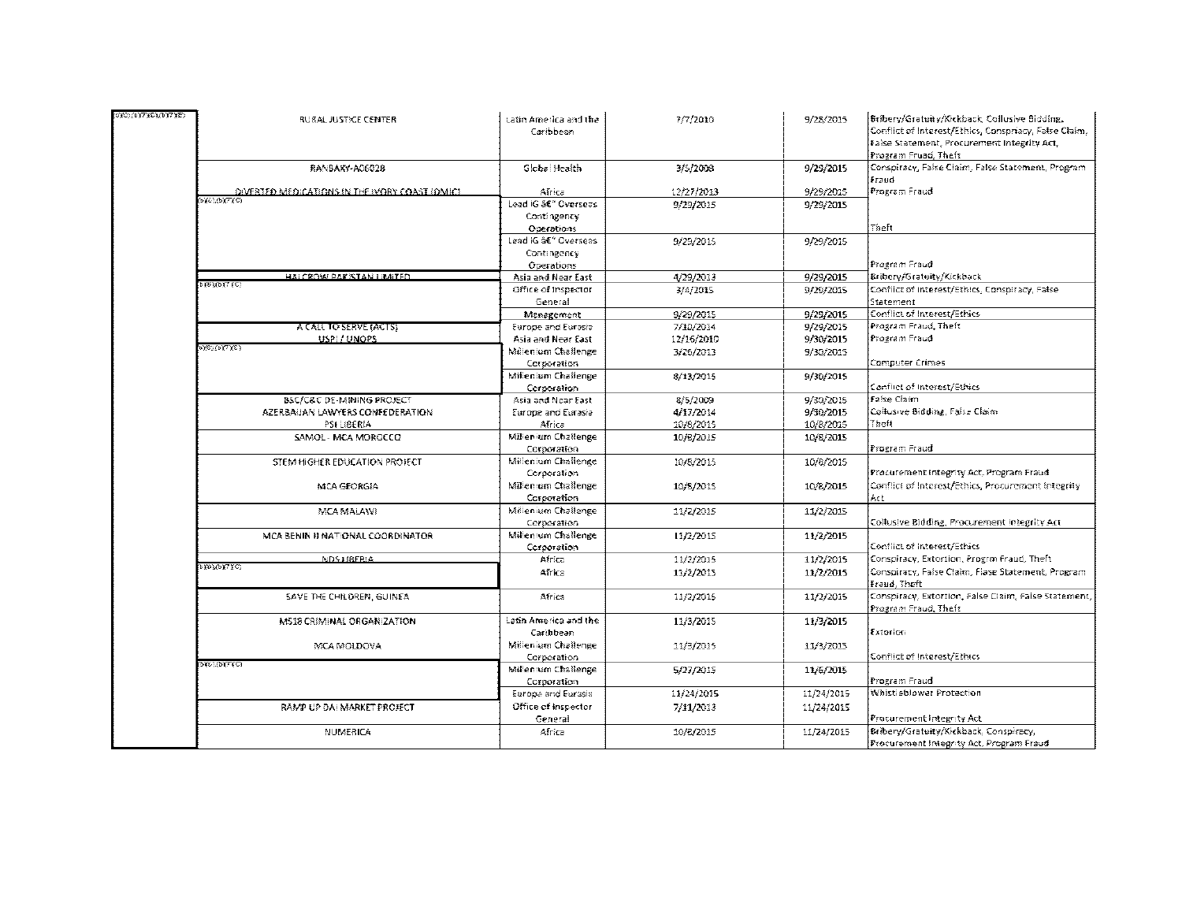| | | | | | |
|---|---|---|---|---|---|
| (b)(5),(b)(7)(C),(b)(7)(E) | RURAL JUSTICE CENTER | Latin America and the Caribbean | 7/7/2010 | 9/28/2015 | Bribery/Gratuity/Kickback, Collusive Bidding, Conflict of Interest/Ethics, Conspiracy, False Claim, False Statement, Procurement Integrity Act, Program Fruad, Theft |
| | RANBAXY-A06028 | Global Health | 3/5/2008 | 9/29/2015 | Conspiracy, False Claim, False Statement, Program Fraud |
| | DIVERTED MEDICATIONS IN THE IVORY COAST (DMIC) | Africa | 12/27/2013 | 9/29/2015 | Program Fraud |
| | (b)(6),(b)(7)(C) | Lead IG â€" Overseas Contingency Operations | 9/29/2015 | 9/29/2015 | Theft |
| | | Lead IG â€" Overseas Contingency Operations | 9/29/2015 | 9/29/2015 | Program Fraud |
| | HALCROW PAKISTAN LIMITED | Asia and Near East | 4/29/2013 | 9/29/2015 | Bribery/Gratuity/Kickback |
| | (b)(6),(b)(7)(C) | Office of Inspector General | 3/4/2015 | 9/29/2015 | Conflict of Interest/Ethics, Conspiracy, False Statement |
| | | Management | 9/29/2015 | 9/29/2015 | Conflict of Interest/Ethics |
| | A CALL TO SERVE (ACTS) | Europe and Eurasia | 7/10/2014 | 9/29/2015 | Program Fraud, Theft |
| | USPI / UNOPS | Asia and Near East | 12/16/2010 | 9/30/2015 | Program Fraud |
| | (b)(6),(b)(7)(C) | Millenium Challenge Corporation | 3/26/2013 | 9/30/2015 | Computer Crimes |
| | | Millenium Challenge Corporation | 8/13/2015 | 9/30/2015 | Conflict of Interest/Ethics |
| | BSC/C&C DE-MINING PROJECT | Asia and Near East | 8/5/2009 | 9/30/2015 | False Claim |
| | AZERBAIJAN LAWYERS CONFEDERATION | Europe and Eurasia | 4/17/2014 | 9/30/2015 | Collusive Bidding, False Claim |
| | PSI LIBERIA | Africa | 10/8/2015 | 10/8/2015 | Theft |
| | SAMOL - MCA MOROCCO | Millenium Challenge Corporation | 10/8/2015 | 10/8/2015 | Program Fraud |
| | STEM HIGHER EDUCATION PROJECT | Millenium Challenge Corporation | 10/8/2015 | 10/8/2015 | Procurement Integrity Act, Program Fraud |
| | MCA GEORGIA | Millenium Challenge Corporation | 10/5/2015 | 10/8/2015 | Conflict of Interest/Ethics, Procurement Integrity Act |
| | MCA MALAWI | Millenium Challenge Corporation | 11/2/2015 | 11/2/2015 | Collusive Bidding, Procurement Integrity Act |
| | MCA BENIN II NATIONAL COORDINATOR | Millenium Challenge Corporation | 11/2/2015 | 11/2/2015 | Conflict of Interest/Ethics |
| | NDS LIBERIA | Africa | 11/2/2015 | 11/2/2015 | Conspiracy, Extortion, Progrm Fraud, Theft |
| | (b)(6),(b)(7)(C) | Africa | 11/2/2015 | 11/2/2015 | Conspiracy, False Claim, Flase Statement, Program Fraud, Theft |
| | SAVE THE CHILDREN, GUINEA | Africa | 11/2/2015 | 11/2/2015 | Conspiracy, Extortion, False Claim, False Statement, Program Fraud, Theft |
| | MS18 CRIMINAL ORGANIZATION | Latin America and the Caribbean | 11/3/2015 | 11/3/2015 | Extortion |
| | MCA MOLDOVA | Millenium Challenge Corporation | 11/3/2015 | 11/3/2015 | Conflict of Interest/Ethics |
| | (b)(6),(b)(7)(C) | Millenium Challenge Corporation | 5/27/2015 | 11/6/2015 | Program Fraud |
| | | Europe and Eurasia | 11/24/2015 | 11/24/2015 | Whistleblower Protection |
| | RAMP UP DAI MARKET PROJECT | Office of Inspector General | 7/31/2013 | 11/24/2015 | Procurement Integrity Act |
| | NUMERICA | Africa | 10/8/2015 | 11/24/2015 | Bribery/Gratuity/Kickback, Conspiracy, Procurement Integrity Act, Program Fraud |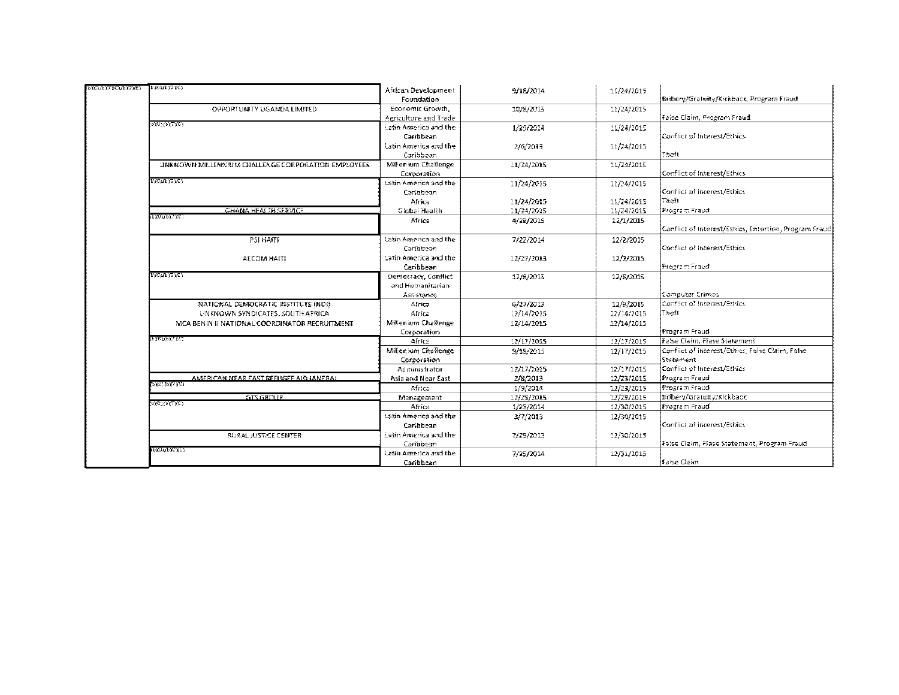| | | | | | |
|---|---|---|---|---|---|
| (b)(6),(b)(7)(C),(b)(7)(E) | (b)(6),(b)(7)(C) | African Development Foundation | 9/16/2014 | 11/24/2015 | Bribery/Gratuity/Kickback, Program Fraud |
| | OPPORTUNITY UGANDA LIMITED | Economic Growth, Agriculture and Trade | 10/8/2015 | 11/24/2015 | False Claim, Program Fraud |
| | (b)(6),(b)(7)(C) | Latin America and the Caribbean | 1/29/2014 | 11/24/2015 | Conflict of Interest/Ethics |
| | | Latin America and the Caribbean | 2/6/2013 | 11/24/2015 | Theft |
| | UNKNOWN MILLENNIUM CHALLENGE CORPORATION EMPLOYEES | Millennium Challenge Corporation | 11/24/2015 | 11/24/2015 | Conflict of Interest/Ethics |
| | (b)(6),(b)(7)(C) | Latin America and the Caribbean | 11/24/2015 | 11/24/2015 | Conflict of Interest/Ethics |
| | | Africa | 11/24/2015 | 11/24/2015 | Theft |
| | GHANA HEALTH SERVICE | Global Health | 11/24/2015 | 11/24/2015 | Program Fraud |
| | (b)(6),(b)(7)(C) | Africa | 4/29/2015 | 12/1/2015 | Conflict of Interest/Ethics, Extortion, Program Fraud |
| | PSI HAITI | Latin America and the Caribbean | 7/22/2014 | 12/2/2015 | Conflict of Interest/Ethics |
| | AECOM HAITI | Latin America and the Caribbean | 12/27/2013 | 12/2/2015 | Program Fraud |
| | (b)(6),(b)(7)(C) | Democracy, Conflict and Humanitarian Assistance | 12/8/2015 | 12/8/2015 | Computer Crimes |
| | NATIONAL DEMOCRATIC INSTITUTE (NDI) | Africa | 6/27/2013 | 12/9/2015 | Conflict of Interest/Ethics |
| | UNKNOWN SYNDICATES, SOUTH AFRICA | Africa | 12/14/2015 | 12/14/2015 | Theft |
| | MCA BENIN II NATIONAL COORDINATOR RECRUITMENT | Millennium Challenge Corporation | 12/14/2015 | 12/14/2015 | Program Fraud |
| | (b)(6),(b)(7)(C) | Africa | 12/17/2015 | 12/17/2015 | False Claim, Flase Statement |
| | | Millennium Challenge Corporation | 9/18/2015 | 12/17/2015 | Conflict of Interest/Ethics, False Claim, False Statement |
| | | Administrator | 12/17/2015 | 12/17/2015 | Conflict of Interest/Ethics |
| | AMERICAN NEAR EAST REFUGEE AID (ANERA) | Asia and Near East | 2/8/2013 | 12/23/2015 | Program Fraud |
| | (b)(6),(b)(7)(C) | Africa | 1/9/2014 | 12/23/2015 | Program Fraud |
| | GTS GROUP | Management | 12/29/2015 | 12/29/2015 | Bribery/Gratuity/Kickback |
| | (b)(6),(b)(7)(C) | Africa | 1/23/2014 | 12/30/2015 | Program Fraud |
| | | Latin America and the Caribbean | 3/7/2013 | 12/30/2015 | Conflict of Interest/Ethics |
| | RURAL JUSTICE CENTER | Latin America and the Caribbean | 7/29/2013 | 12/30/2015 | False Claim, Flase Statement, Program Fraud |
| | (b)(6),(b)(7)(C) | Latin America and the Caribbean | 7/25/2014 | 12/31/2015 | False Claim |